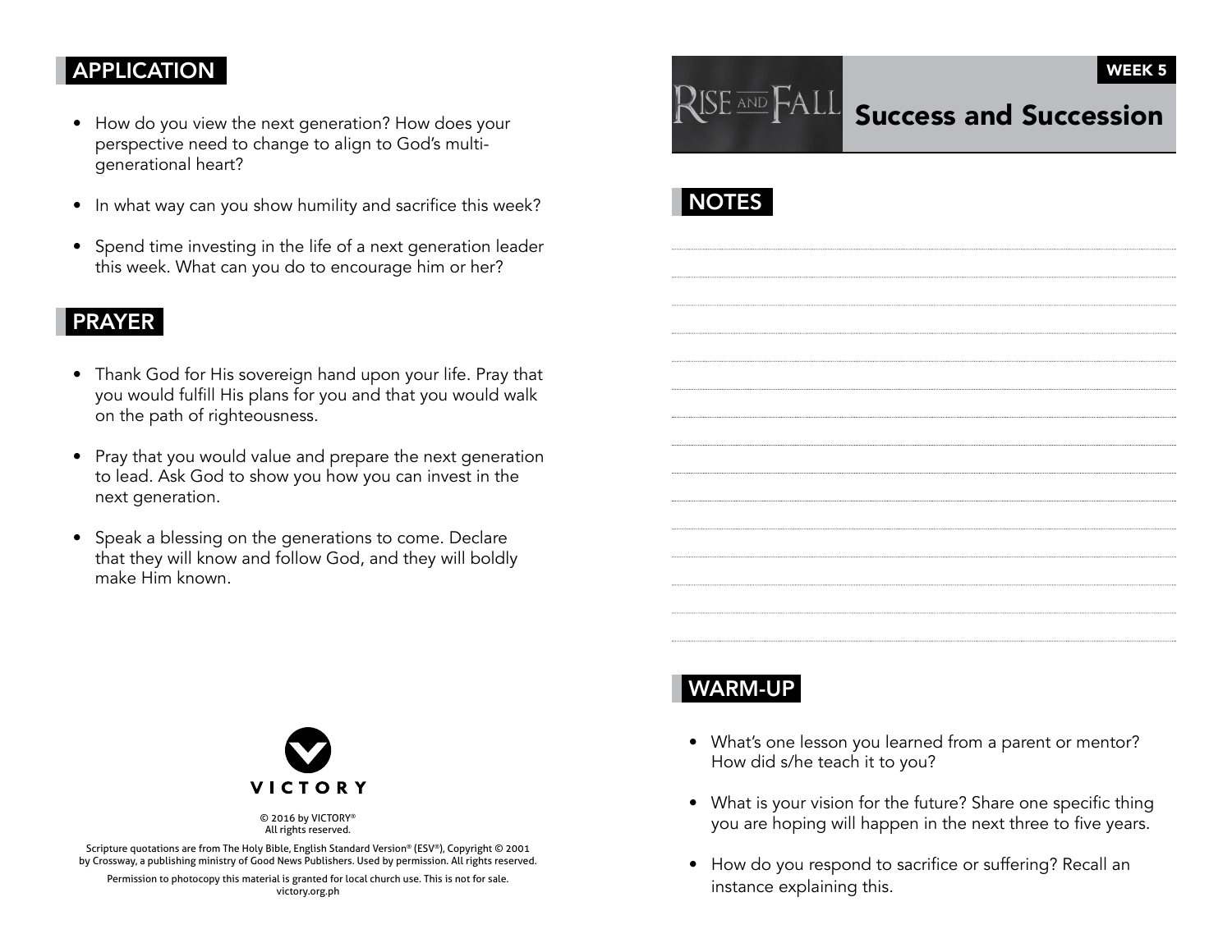## APPLICATION

- How do you view the next generation? How does your perspective need to change to align to God's multi-generational heart?
- In what way can you show humility and sacrifice this week?
- Spend time investing in the life of a next generation leader this week. What can you do to encourage him or her?

## PRAYER

- Thank God for His sovereign hand upon your life. Pray that you would fulfill His plans for you and that you would walk on the path of righteousness.
- Pray that you would value and prepare the next generation to lead. Ask God to show you how you can invest in the next generation.
- Speak a blessing on the generations to come. Declare that they will know and follow God, and they will boldly make Him known.

VICTORY

© 2016 by VICTORY®
All rights reserved.

Scripture quotations are from The Holy Bible, English Standard Version® (ESV®), Copyright © 2001 by Crossway, a publishing ministry of Good News Publishers. Used by permission. All rights reserved.

Permission to photocopy this material is granted for local church use. This is not for sale.
victory.org.ph

RISE AND FALL

WEEK 5

# Success and Succession

## NOTES

## WARM-UP

- What's one lesson you learned from a parent or mentor? How did s/he teach it to you?
- What is your vision for the future? Share one specific thing you are hoping will happen in the next three to five years.
- How do you respond to sacrifice or suffering? Recall an instance explaining this.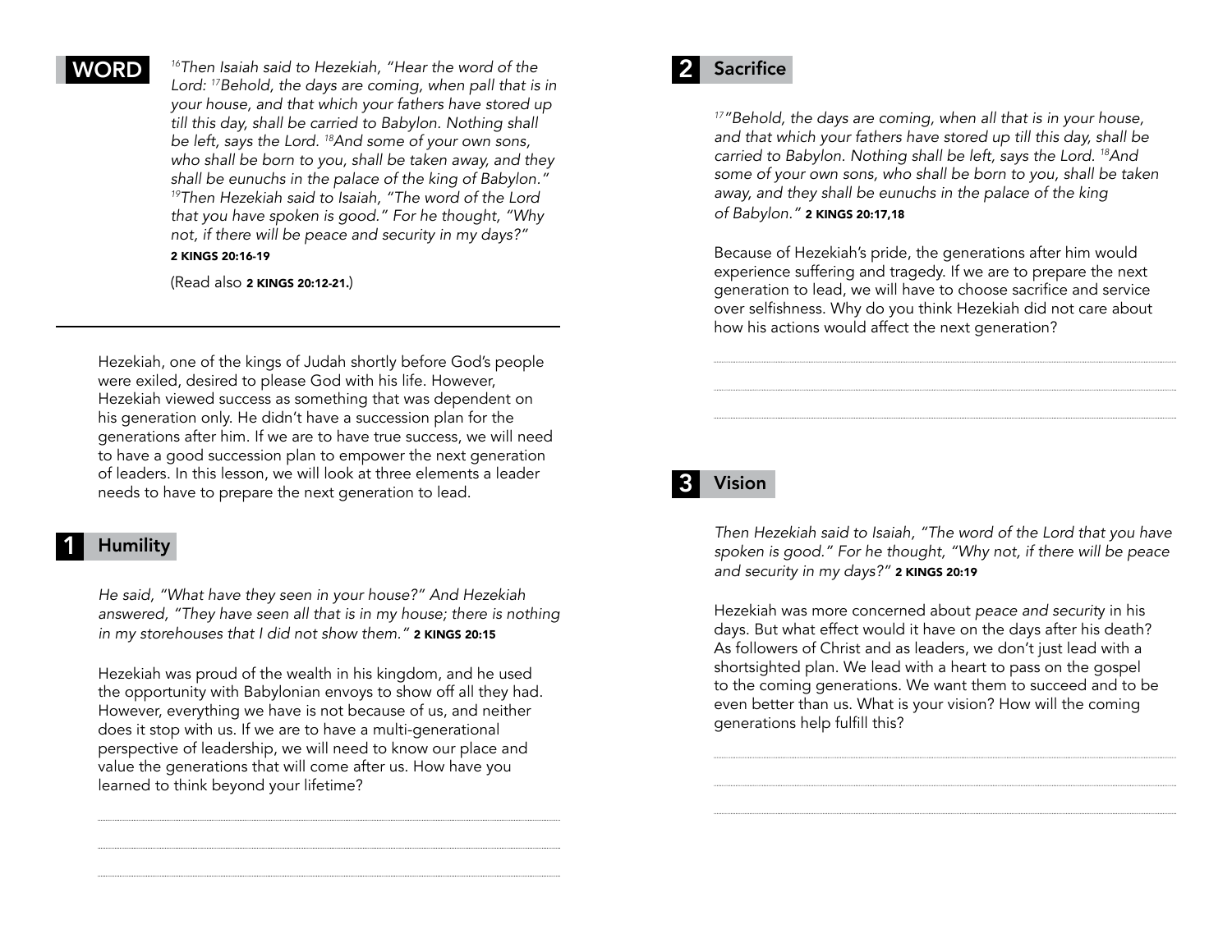## WORD

*[16]Then Isaiah said to Hezekiah, "Hear the word of the Lord: [17]Behold, the days are coming, when pall that is in your house, and that which your fathers have stored up till this day, shall be carried to Babylon. Nothing shall be left, says the Lord. [18]And some of your own sons, who shall be born to you, shall be taken away, and they shall be eunuchs in the palace of the king of Babylon." [19]Then Hezekiah said to Isaiah, "The word of the Lord that you have spoken is good." For he thought, "Why not, if there will be peace and security in my days?"*
**2 KINGS 20:16-19**

(Read also **2 KINGS 20:12-21**.)

---

Hezekiah, one of the kings of Judah shortly before God's people were exiled, desired to please God with his life. However, Hezekiah viewed success as something that was dependent on his generation only. He didn't have a succession plan for the generations after him. If we are to have true success, we will need to have a good succession plan to empower the next generation of leaders. In this lesson, we will look at three elements a leader needs to have to prepare the next generation to lead.

## 1 Humility

*He said, "What have they seen in your house?" And Hezekiah answered, "They have seen all that is in my house; there is nothing in my storehouses that I did not show them."* **2 KINGS 20:15**

Hezekiah was proud of the wealth in his kingdom, and he used the opportunity with Babylonian envoys to show off all they had. However, everything we have is not because of us, and neither does it stop with us. If we are to have a multi-generational perspective of leadership, we will need to know our place and value the generations that will come after us. How have you learned to think beyond your lifetime?

## 2 Sacrifice

*[17]"Behold, the days are coming, when all that is in your house, and that which your fathers have stored up till this day, shall be carried to Babylon. Nothing shall be left, says the Lord. [18]And some of your own sons, who shall be born to you, shall be taken away, and they shall be eunuchs in the palace of the king of Babylon."* **2 KINGS 20:17,18**

Because of Hezekiah's pride, the generations after him would experience suffering and tragedy. If we are to prepare the next generation to lead, we will have to choose sacrifice and service over selfishness. Why do you think Hezekiah did not care about how his actions would affect the next generation?

## 3 Vision

*Then Hezekiah said to Isaiah, "The word of the Lord that you have spoken is good." For he thought, "Why not, if there will be peace and security in my days?"* **2 KINGS 20:19**

Hezekiah was more concerned about *peace and security* in his days. But what effect would it have on the days after his death? As followers of Christ and as leaders, we don't just lead with a shortsighted plan. We lead with a heart to pass on the gospel to the coming generations. We want them to succeed and to be even better than us. What is your vision? How will the coming generations help fulfill this?